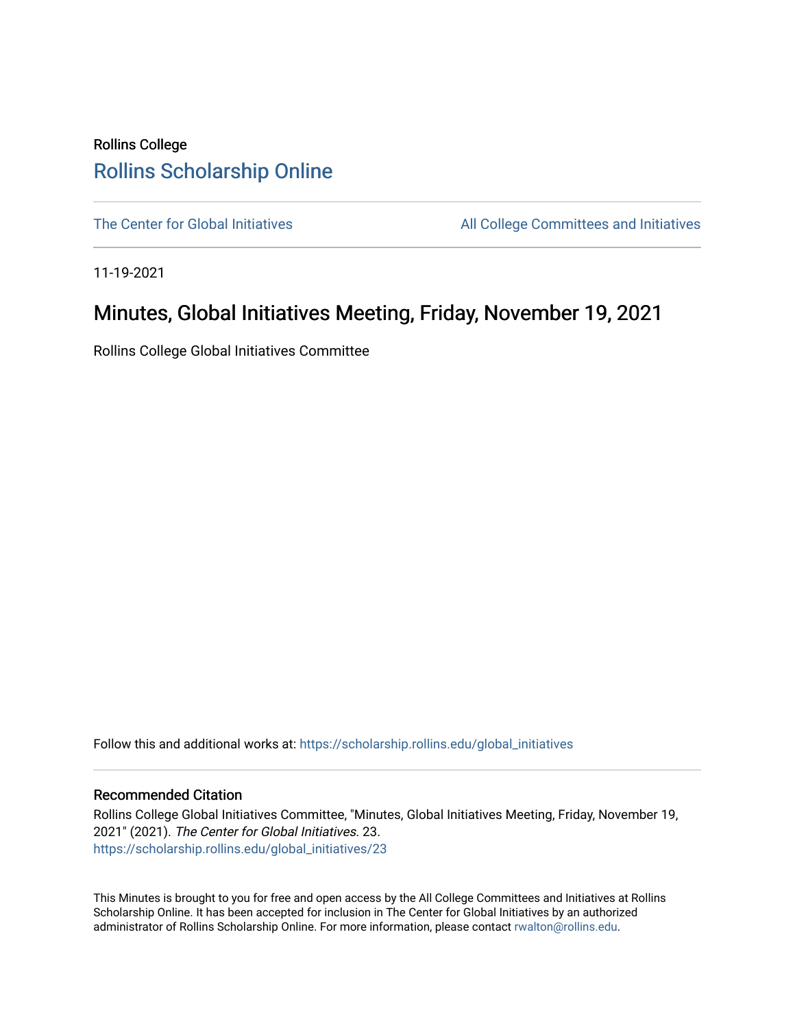Rollins College

# Rollins Scholarship Online

The Center for Global Initiatives

All College Committees and Initiatives

11-19-2021

## Minutes, Global Initiatives Meeting, Friday, November 19, 2021

Rollins College Global Initiatives Committee

Follow this and additional works at: https://scholarship.rollins.edu/global_initiatives

### Recommended Citation

Rollins College Global Initiatives Committee, "Minutes, Global Initiatives Meeting, Friday, November 19, 2021" (2021). *The Center for Global Initiatives*. 23.
https://scholarship.rollins.edu/global_initiatives/23

This Minutes is brought to you for free and open access by the All College Committees and Initiatives at Rollins Scholarship Online. It has been accepted for inclusion in The Center for Global Initiatives by an authorized administrator of Rollins Scholarship Online. For more information, please contact rwalton@rollins.edu.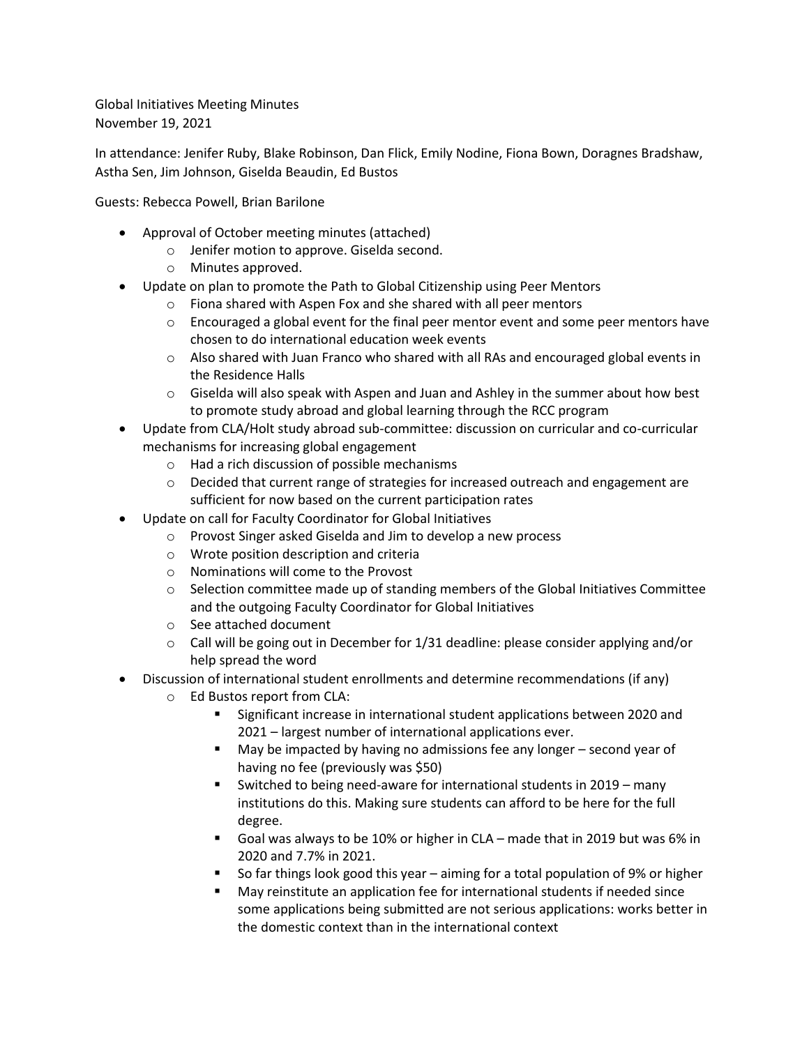Global Initiatives Meeting Minutes
November 19, 2021

In attendance: Jenifer Ruby, Blake Robinson, Dan Flick, Emily Nodine, Fiona Bown, Doragnes Bradshaw, Astha Sen, Jim Johnson, Giselda Beaudin, Ed Bustos

Guests: Rebecca Powell, Brian Barilone

- Approval of October meeting minutes (attached)
    - Jenifer motion to approve. Giselda second.
    - Minutes approved.
- Update on plan to promote the Path to Global Citizenship using Peer Mentors
    - Fiona shared with Aspen Fox and she shared with all peer mentors
    - Encouraged a global event for the final peer mentor event and some peer mentors have chosen to do international education week events
    - Also shared with Juan Franco who shared with all RAs and encouraged global events in the Residence Halls
    - Giselda will also speak with Aspen and Juan and Ashley in the summer about how best to promote study abroad and global learning through the RCC program
- Update from CLA/Holt study abroad sub-committee: discussion on curricular and co-curricular mechanisms for increasing global engagement
    - Had a rich discussion of possible mechanisms
    - Decided that current range of strategies for increased outreach and engagement are sufficient for now based on the current participation rates
- Update on call for Faculty Coordinator for Global Initiatives
    - Provost Singer asked Giselda and Jim to develop a new process
    - Wrote position description and criteria
    - Nominations will come to the Provost
    - Selection committee made up of standing members of the Global Initiatives Committee and the outgoing Faculty Coordinator for Global Initiatives
    - See attached document
    - Call will be going out in December for 1/31 deadline: please consider applying and/or help spread the word
- Discussion of international student enrollments and determine recommendations (if any)
    - Ed Bustos report from CLA:
        - Significant increase in international student applications between 2020 and 2021 – largest number of international applications ever.
        - May be impacted by having no admissions fee any longer – second year of having no fee (previously was $50)
        - Switched to being need-aware for international students in 2019 – many institutions do this. Making sure students can afford to be here for the full degree.
        - Goal was always to be 10% or higher in CLA – made that in 2019 but was 6% in 2020 and 7.7% in 2021.
        - So far things look good this year – aiming for a total population of 9% or higher
        - May reinstitute an application fee for international students if needed since some applications being submitted are not serious applications: works better in the domestic context than in the international context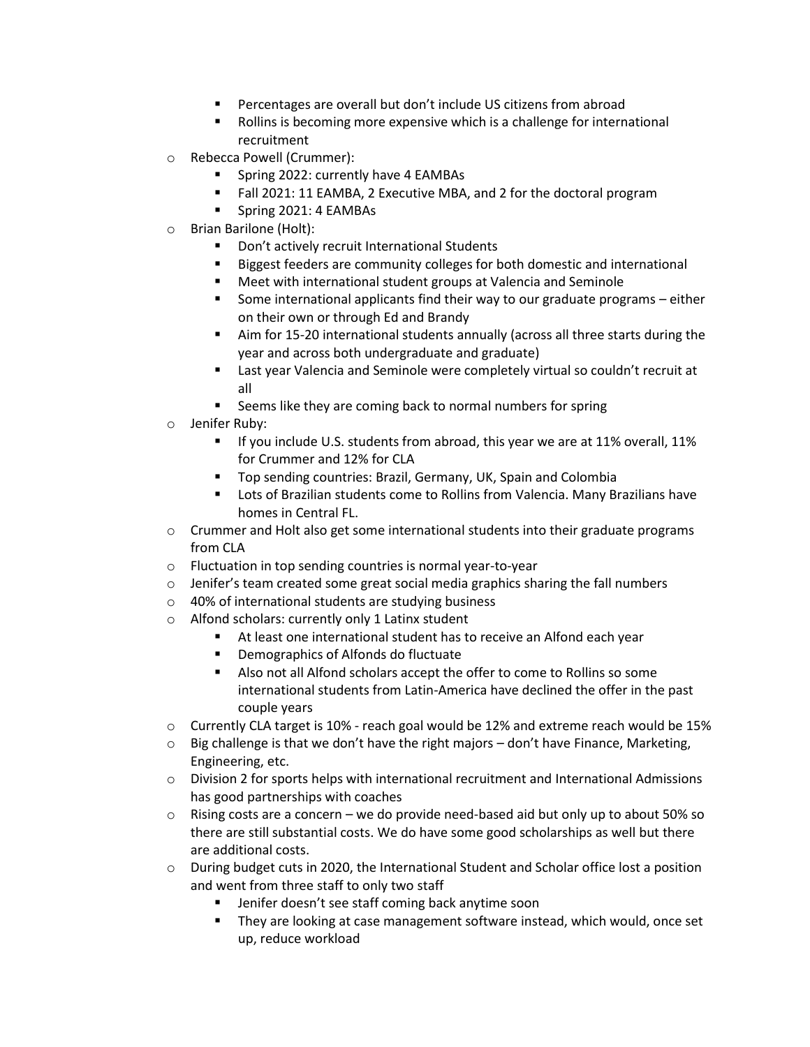- Percentages are overall but don't include US citizens from abroad
        - Rollins is becoming more expensive which is a challenge for international recruitment
    - Rebecca Powell (Crummer):
        - Spring 2022: currently have 4 EAMBAs
        - Fall 2021: 11 EAMBA, 2 Executive MBA, and 2 for the doctoral program
        - Spring 2021: 4 EAMBAs
    - Brian Barilone (Holt):
        - Don't actively recruit International Students
        - Biggest feeders are community colleges for both domestic and international
        - Meet with international student groups at Valencia and Seminole
        - Some international applicants find their way to our graduate programs – either on their own or through Ed and Brandy
        - Aim for 15-20 international students annually (across all three starts during the year and across both undergraduate and graduate)
        - Last year Valencia and Seminole were completely virtual so couldn't recruit at all
        - Seems like they are coming back to normal numbers for spring
    - Jenifer Ruby:
        - If you include U.S. students from abroad, this year we are at 11% overall, 11% for Crummer and 12% for CLA
        - Top sending countries: Brazil, Germany, UK, Spain and Colombia
        - Lots of Brazilian students come to Rollins from Valencia. Many Brazilians have homes in Central FL.
    - Crummer and Holt also get some international students into their graduate programs from CLA
    - Fluctuation in top sending countries is normal year-to-year
    - Jenifer's team created some great social media graphics sharing the fall numbers
    - 40% of international students are studying business
    - Alfond scholars: currently only 1 Latinx student
        - At least one international student has to receive an Alfond each year
        - Demographics of Alfonds do fluctuate
        - Also not all Alfond scholars accept the offer to come to Rollins so some international students from Latin-America have declined the offer in the past couple years
    - Currently CLA target is 10% - reach goal would be 12% and extreme reach would be 15%
    - Big challenge is that we don't have the right majors – don't have Finance, Marketing, Engineering, etc.
    - Division 2 for sports helps with international recruitment and International Admissions has good partnerships with coaches
    - Rising costs are a concern – we do provide need-based aid but only up to about 50% so there are still substantial costs. We do have some good scholarships as well but there are additional costs.
    - During budget cuts in 2020, the International Student and Scholar office lost a position and went from three staff to only two staff
        - Jenifer doesn't see staff coming back anytime soon
        - They are looking at case management software instead, which would, once set up, reduce workload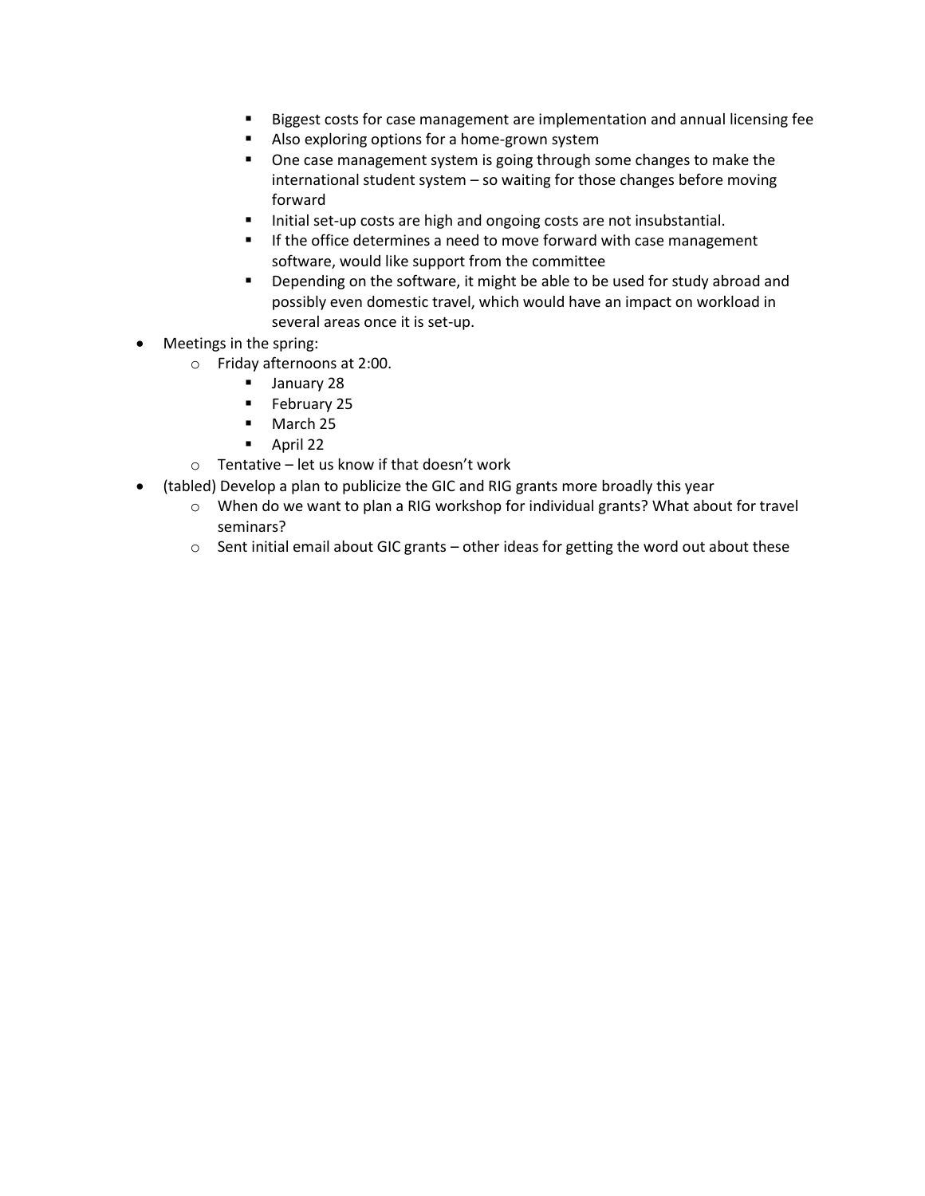- Biggest costs for case management are implementation and annual licensing fee
        - Also exploring options for a home-grown system
        - One case management system is going through some changes to make the international student system – so waiting for those changes before moving forward
        - Initial set-up costs are high and ongoing costs are not insubstantial.
        - If the office determines a need to move forward with case management software, would like support from the committee
        - Depending on the software, it might be able to be used for study abroad and possibly even domestic travel, which would have an impact on workload in several areas once it is set-up.

- Meetings in the spring:
    - Friday afternoons at 2:00.
        - January 28
        - February 25
        - March 25
        - April 22
    - Tentative – let us know if that doesn't work
- (tabled) Develop a plan to publicize the GIC and RIG grants more broadly this year
    - When do we want to plan a RIG workshop for individual grants? What about for travel seminars?
    - Sent initial email about GIC grants – other ideas for getting the word out about these